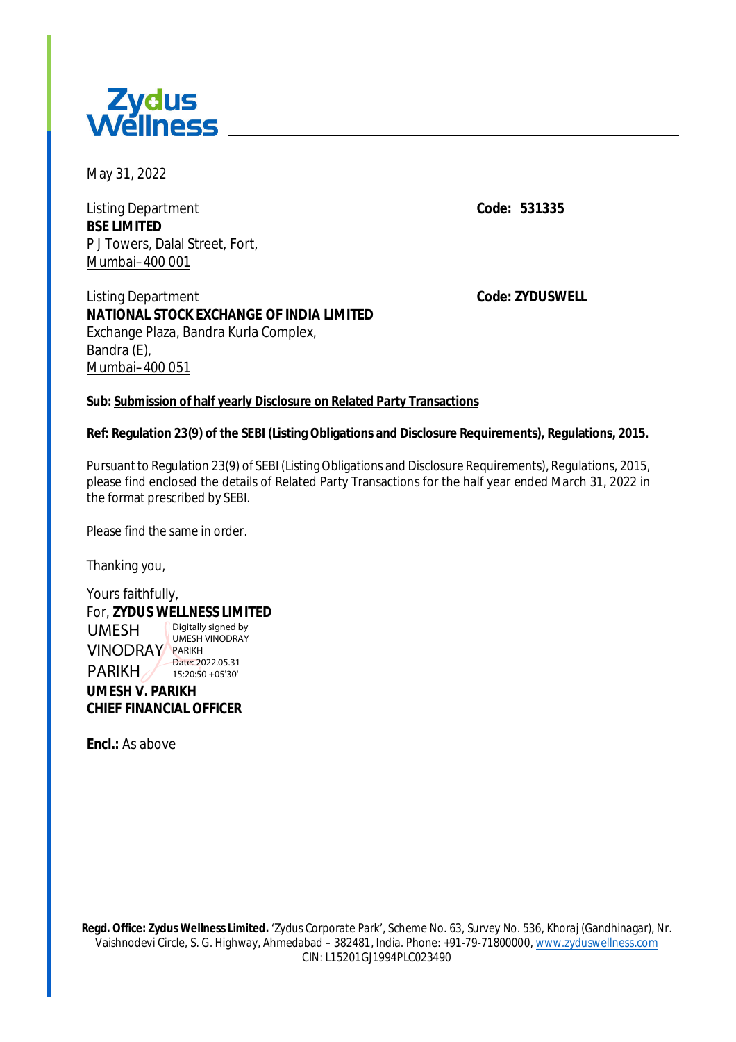Zydus Wellness

May 31, 2022

Listing Department  
**BSE LIMITED**  
P J Towers, Dalal Street, Fort,  
Mumbai– 400 001

**Code: 531335**

Listing Department  
**NATIONAL STOCK EXCHANGE OF INDIA LIMITED**  
Exchange Plaza, Bandra Kurla Complex,  
Bandra (E),  
Mumbai– 400 051

**Code: ZYDUSWELL**

**Sub: Submission of half yearly Disclosure on Related Party Transactions**

**Ref: Regulation 23(9) of the SEBI (Listing Obligations and Disclosure Requirements), Regulations, 2015.**

Pursuant to Regulation 23(9) of SEBI (Listing Obligations and Disclosure Requirements), Regulations, 2015, please find enclosed the details of Related Party Transactions for the half year ended March 31, 2022 in the format prescribed by SEBI.

Please find the same in order.

Thanking you,

Yours faithfully,  
For, **ZYDUS WELLNESS LIMITED**

UMESH VINODRAY PARIKH  
Digitally signed by UMESH VINODRAY PARIKH  
Date: 2022.05.31 15:20:50 +05'30'

**UMESH V. PARIKH**  
**CHIEF FINANCIAL OFFICER**

**Encl.:** As above

**Regd. Office: Zydus Wellness Limited.** 'Zydus Corporate Park', Scheme No. 63, Survey No. 536, Khoraj (Gandhinagar), Nr. Vaishnodevi Circle, S. G. Highway, Ahmedabad – 382481, India. Phone: +91-79-71800000, www.zyduswellness.com  
CIN: L15201GJ1994PLC023490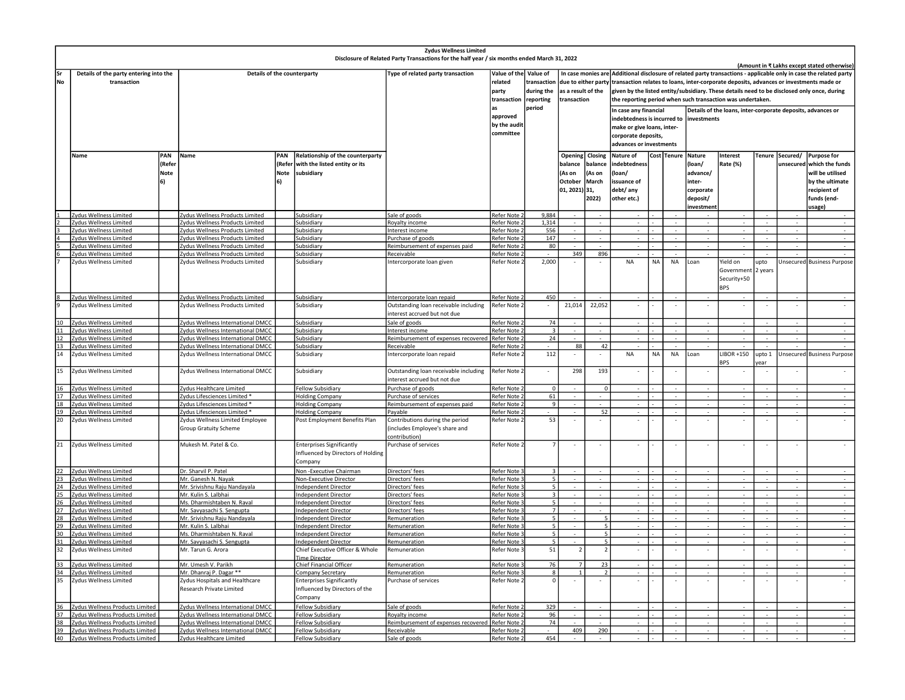**Zydus Wellness Limited**

**Disclosure of Related Party Transactions for the half year / six months ended March 31, 2022**

(Amount in ₹ Lakhs except stated otherwise)

| Sr No | Details of the party entering into the transaction | | Details of the counterparty | | | Type of related party transaction | Value of the related party transaction as approved by the audit committee | Value of transaction during the reporting period | In case monies are due to either party as a result of the transaction | | Additional disclosure of related party transactions - applicable only in case the related party transaction relates to loans, inter-corporate deposits, advances or investments made or given by the listed entity/subsidiary. These details need to be disclosed only once, during the reporting period when such transaction was undertaken. | | | | | | | |
|---|---|---|---|---|---|---|---|---|---|---|---|---|---|---|---|---|---|---|
| | | | | | | | | | | | In case any financial indebtedness is incurred to make or give loans, inter-corporate deposits, advances or investments | | | Details of the loans, inter-corporate deposits, advances or investments | | | | |
| | Name | PAN (Refer Note 6) | Name | PAN (Refer Note 6) | Relationship of the counterparty with the listed entity or its subsidiary | | | | Opening balance (As on October 01, 2021) | Closing balance (As on March 31, 2022) | Nature of indebtedness (loan/ issuance of debt/ any other etc.) | Cost | Tenure | Nature (loan/ advance/ inter-corporate deposit/ investment | Interest Rate (%) | Tenure | Secured/ unsecured | Purpose for which the funds will be utilised by the ultimate recipient of funds (end-usage) |
| 1 | Zydus Wellness Limited | | Zydus Wellness Products Limited | | Subsidiary | Sale of goods | Refer Note 2 | 9,884 | - | - | - | - | - | - | - | - | - | - |
| 2 | Zydus Wellness Limited | | Zydus Wellness Products Limited | | Subsidiary | Royalty income | Refer Note 2 | 1,314 | - | - | - | - | - | - | - | - | - | - |
| 3 | Zydus Wellness Limited | | Zydus Wellness Products Limited | | Subsidiary | Interest income | Refer Note 2 | 556 | - | - | - | - | - | - | - | - | - | - |
| 4 | Zydus Wellness Limited | | Zydus Wellness Products Limited | | Subsidiary | Purchase of goods | Refer Note 2 | 147 | - | - | - | - | - | - | - | - | - | - |
| 5 | Zydus Wellness Limited | | Zydus Wellness Products Limited | | Subsidiary | Reimbursement of expenses paid | Refer Note 2 | 80 | - | - | - | - | - | - | - | - | - | - |
| 6 | Zydus Wellness Limited | | Zydus Wellness Products Limited | | Subsidiary | Receivable | Refer Note 2 | - | 349 | 896 | - | - | - | - | - | - | - | - |
| 7 | Zydus Wellness Limited | | Zydus Wellness Products Limited | | Subsidiary | Intercorporate loan given | Refer Note 2 | 2,000 | - | - | NA | NA | NA | Loan | Yield on Government Security+50 BPS | upto 2 years | Unsecured | Business Purpose |
| 8 | Zydus Wellness Limited | | Zydus Wellness Products Limited | | Subsidiary | Intercorporate loan repaid | Refer Note 2 | 450 | - | - | - | - | - | - | - | - | - | - |
| 9 | Zydus Wellness Limited | | Zydus Wellness Products Limited | | Subsidiary | Outstanding loan receivable including interest accrued but not due | Refer Note 2 | - | 21,014 | 22,052 | - | - | - | - | - | - | - | - |
| 10 | Zydus Wellness Limited | | Zydus Wellness International DMCC | | Subsidiary | Sale of goods | Refer Note 2 | 74 | - | - | - | - | - | - | - | - | - | - |
| 11 | Zydus Wellness Limited | | Zydus Wellness International DMCC | | Subsidiary | Interest income | Refer Note 2 | 3 | - | - | - | - | - | - | - | - | - | - |
| 12 | Zydus Wellness Limited | | Zydus Wellness International DMCC | | Subsidiary | Reimbursement of expenses recovered | Refer Note 2 | 24 | - | - | - | - | - | - | - | - | - | - |
| 13 | Zydus Wellness Limited | | Zydus Wellness International DMCC | | Subsidiary | Receivable | Refer Note 2 | - | 88 | 42 | - | - | - | - | - | - | - | - |
| 14 | Zydus Wellness Limited | | Zydus Wellness International DMCC | | Subsidiary | Intercorporate loan repaid | Refer Note 2 | 112 | - | - | NA | NA | NA | Loan | LIBOR +150 BPS | upto 1 year | Unsecured | Business Purpose |
| 15 | Zydus Wellness Limited | | Zydus Wellness International DMCC | | Subsidiary | Outstanding loan receivable including interest accrued but not due | Refer Note 2 | - | 298 | 193 | - | - | - | - | - | - | - | - |
| 16 | Zydus Wellness Limited | | Zydus Healthcare Limited | | Fellow Subsidiary | Purchase of goods | Refer Note 2 | 0 | - | 0 | - | - | - | - | - | - | - | - |
| 17 | Zydus Wellness Limited | | Zydus Lifesciences Limited * | | Holding Company | Purchase of services | Refer Note 2 | 61 | - | - | - | - | - | - | - | - | - | - |
| 18 | Zydus Wellness Limited | | Zydus Lifesciences Limited * | | Holding Company | Reimbursement of expenses paid | Refer Note 2 | 9 | - | - | - | - | - | - | - | - | - | - |
| 19 | Zydus Wellness Limited | | Zydus Lifesciences Limited * | | Holding Company | Payable | Refer Note 2 | - | - | 52 | - | - | - | - | - | - | - | - |
| 20 | Zydus Wellness Limited | | Zydus Wellness Limited Employee Group Gratuity Scheme | | Post Employment Benefits Plan | Contributions during the period (includes Employee's share and contribution) | Refer Note 2 | 53 | - | - | - | - | - | - | - | - | - | - |
| 21 | Zydus Wellness Limited | | Mukesh M. Patel & Co. | | Enterprises Significantly Influenced by Directors of Holding Company | Purchase of services | Refer Note 2 | 7 | - | - | - | - | - | - | - | - | - | - |
| 22 | Zydus Wellness Limited | | Dr. Sharvil P. Patel | | Non -Executive Chairman | Directors' fees | Refer Note 3 | 3 | - | - | - | - | - | - | - | - | - | - |
| 23 | Zydus Wellness Limited | | Mr. Ganesh N. Nayak | | Non-Executive Director | Directors' fees | Refer Note 3 | 5 | - | - | - | - | - | - | - | - | - | - |
| 24 | Zydus Wellness Limited | | Mr. Srivishnu Raju Nandayala | | Independent Director | Directors' fees | Refer Note 3 | 5 | - | - | - | - | - | - | - | - | - | - |
| 25 | Zydus Wellness Limited | | Mr. Kulin S. Lalbhai | | Independent Director | Directors' fees | Refer Note 3 | 3 | - | - | - | - | - | - | - | - | - | - |
| 26 | Zydus Wellness Limited | | Ms. Dharmishtaben N. Raval | | Independent Director | Directors' fees | Refer Note 3 | 5 | - | - | - | - | - | - | - | - | - | - |
| 27 | Zydus Wellness Limited | | Mr. Savyasachi S. Sengupta | | Independent Director | Directors' fees | Refer Note 3 | 7 | - | - | - | - | - | - | - | - | - | - |
| 28 | Zydus Wellness Limited | | Mr. Srivishnu Raju Nandayala | | Independent Director | Remuneration | Refer Note 3 | 5 | - | 5 | - | - | - | - | - | - | - | - |
| 29 | Zydus Wellness Limited | | Mr. Kulin S. Lalbhai | | Independent Director | Remuneration | Refer Note 3 | 5 | - | 5 | - | - | - | - | - | - | - | - |
| 30 | Zydus Wellness Limited | | Ms. Dharmishtaben N. Raval | | Independent Director | Remuneration | Refer Note 3 | 5 | - | 5 | - | - | - | - | - | - | - | - |
| 31 | Zydus Wellness Limited | | Mr. Savyasachi S. Sengupta | | Independent Director | Remuneration | Refer Note 3 | 5 | - | 5 | - | - | - | - | - | - | - | - |
| 32 | Zydus Wellness Limited | | Mr. Tarun G. Arora | | Chief Executive Officer & Whole Time Director | Remuneration | Refer Note 3 | 51 | 2 | 2 | - | - | - | - | - | - | - | - |
| 33 | Zydus Wellness Limited | | Mr. Umesh V. Parikh | | Chief Financial Officer | Remuneration | Refer Note 3 | 76 | 7 | 23 | - | - | - | - | - | - | - | - |
| 34 | Zydus Wellness Limited | | Mr. Dhanraj P. Dagar ** | | Company Secretary | Remuneration | Refer Note 3 | 8 | 1 | 2 | - | - | - | - | - | - | - | - |
| 35 | Zydus Wellness Limited | | Zydus Hospitals and Healthcare Research Private Limited | | Enterprises Significantly Influenced by Directors of the Company | Purchase of services | Refer Note 2 | 0 | - | - | - | - | - | - | - | - | - | - |
| 36 | Zydus Wellness Products Limited | | Zydus Wellness International DMCC | | Fellow Subsidiary | Sale of goods | Refer Note 2 | 329 | - | - | - | - | - | - | - | - | - | - |
| 37 | Zydus Wellness Products Limited | | Zydus Wellness International DMCC | | Fellow Subsidiary | Royalty income | Refer Note 2 | 96 | - | - | - | - | - | - | - | - | - | - |
| 38 | Zydus Wellness Products Limited | | Zydus Wellness International DMCC | | Fellow Subsidiary | Reimbursement of expenses recovered | Refer Note 2 | 74 | - | - | - | - | - | - | - | - | - | - |
| 39 | Zydus Wellness Products Limited | | Zydus Wellness International DMCC | | Fellow Subsidiary | Receivable | Refer Note 2 | - | 409 | 290 | - | - | - | - | - | - | - | - |
| 40 | Zydus Wellness Products Limited | | Zydus Healthcare Limited | | Fellow Subsidiary | Sale of goods | Refer Note 2 | 454 | - | - | - | - | - | - | - | - | - | - |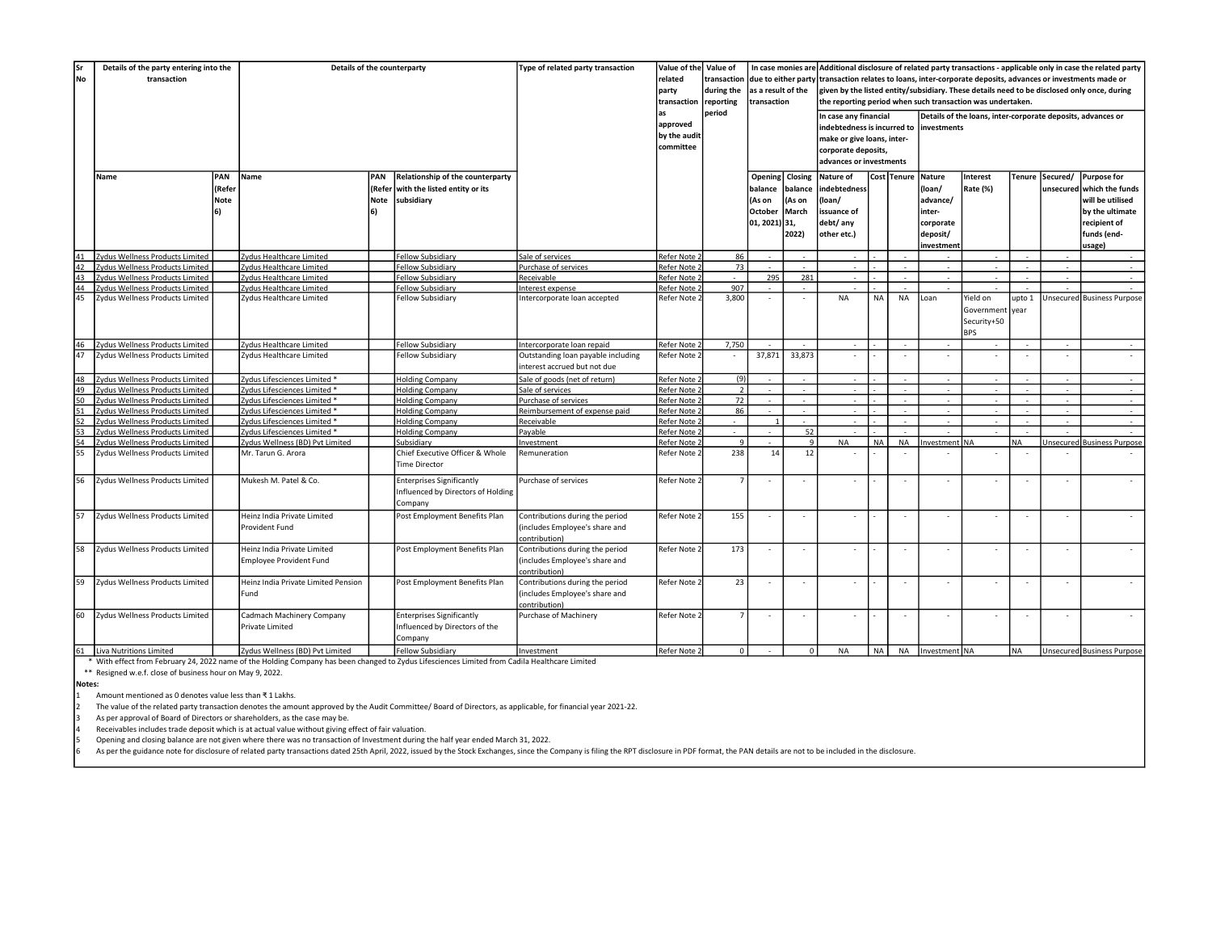| Sr No | Details of the party entering into the transaction | | Details of the counterparty | | | Type of related party transaction | Value of the related party transaction as approved by the audit committee | Value of transaction during the reporting period | In case monies are due to either party as a result of the transaction | | Additional disclosure of related party transactions - applicable only in case the related party transaction relates to loans, inter-corporate deposits, advances or investments made or given by the listed entity/subsidiary. These details need to be disclosed only once, during the reporting period when such transaction was undertaken. | | | | | | | |
|---|---|---|---|---|---|---|---|---|---|---|---|---|---|---|---|---|---|---|
| | | | | | | | | | | | In case any financial indebtedness is incurred to make or give loans, inter-corporate deposits, advances or investments | | | Details of the loans, inter-corporate deposits, advances or investments | | | | |
| | Name | PAN (Refer Note 6) | Name | PAN (Refer Note 6) | Relationship of the counterparty with the listed entity or its subsidiary | | | | Opening balance (As on October 01, 2021) | Closing balance (As on March 31, 2022) | Nature of indebtedness (loan/ issuance of debt/ any other etc.) | Cost | Tenure | Nature (loan/ advance/ inter-corporate deposit/ investment | Interest Rate (%) | Tenure | Secured/ unsecured | Purpose for which the funds will be utilised by the ultimate recipient of funds (end-usage) |
| 41 | Zydus Wellness Products Limited | | Zydus Healthcare Limited | | Fellow Subsidiary | Sale of services | Refer Note 2 | 86 | - | - | - | - | - | - | - | - | - | - |
| 42 | Zydus Wellness Products Limited | | Zydus Healthcare Limited | | Fellow Subsidiary | Purchase of services | Refer Note 2 | 73 | - | - | - | - | - | - | - | - | - | - |
| 43 | Zydus Wellness Products Limited | | Zydus Healthcare Limited | | Fellow Subsidiary | Receivable | Refer Note 2 | - | 295 | 281 | - | - | - | - | - | - | - | - |
| 44 | Zydus Wellness Products Limited | | Zydus Healthcare Limited | | Fellow Subsidiary | Interest expense | Refer Note 2 | 907 | - | - | - | - | - | - | - | - | - | - |
| 45 | Zydus Wellness Products Limited | | Zydus Healthcare Limited | | Fellow Subsidiary | Intercorporate loan accepted | Refer Note 2 | 3,800 | - | - | NA | NA | NA | Loan | Yield on Government Security+50 BPS | upto 1 year | Unsecured | Business Purpose |
| 46 | Zydus Wellness Products Limited | | Zydus Healthcare Limited | | Fellow Subsidiary | Intercorporate loan repaid | Refer Note 2 | 7,750 | - | - | - | - | - | - | - | - | - | - |
| 47 | Zydus Wellness Products Limited | | Zydus Healthcare Limited | | Fellow Subsidiary | Outstanding loan payable including interest accrued but not due | Refer Note 2 | - | 37,871 | 33,873 | - | - | - | - | - | - | - | - |
| 48 | Zydus Wellness Products Limited | | Zydus Lifesciences Limited * | | Holding Company | Sale of goods (net of return) | Refer Note 2 | (9) | - | - | - | - | - | - | - | - | - | - |
| 49 | Zydus Wellness Products Limited | | Zydus Lifesciences Limited * | | Holding Company | Sale of services | Refer Note 2 | 2 | - | - | - | - | - | - | - | - | - | - |
| 50 | Zydus Wellness Products Limited | | Zydus Lifesciences Limited * | | Holding Company | Purchase of services | Refer Note 2 | 72 | - | - | - | - | - | - | - | - | - | - |
| 51 | Zydus Wellness Products Limited | | Zydus Lifesciences Limited * | | Holding Company | Reimbursement of expense paid | Refer Note 2 | 86 | - | - | - | - | - | - | - | - | - | - |
| 52 | Zydus Wellness Products Limited | | Zydus Lifesciences Limited * | | Holding Company | Receivable | Refer Note 2 | - | 1 | - | - | - | - | - | - | - | - | - |
| 53 | Zydus Wellness Products Limited | | Zydus Lifesciences Limited * | | Holding Company | Payable | Refer Note 2 | - | - | 52 | - | - | - | - | - | - | - | - |
| 54 | Zydus Wellness Products Limited | | Zydus Wellness (BD) Pvt Limited | | Subsidiary | Investment | Refer Note 2 | 9 | - | 9 | NA | NA | NA | Investment | NA | NA | Unsecured | Business Purpose |
| 55 | Zydus Wellness Products Limited | | Mr. Tarun G. Arora | | Chief Executive Officer & Whole Time Director | Remuneration | Refer Note 2 | 238 | 14 | 12 | - | - | - | - | - | - | - | - |
| 56 | Zydus Wellness Products Limited | | Mukesh M. Patel & Co. | | Enterprises Significantly Influenced by Directors of Holding Company | Purchase of services | Refer Note 2 | 7 | - | - | - | - | - | - | - | - | - | - |
| 57 | Zydus Wellness Products Limited | | Heinz India Private Limited Provident Fund | | Post Employment Benefits Plan | Contributions during the period (includes Employee's share and contribution) | Refer Note 2 | 155 | - | - | - | - | - | - | - | - | - | - |
| 58 | Zydus Wellness Products Limited | | Heinz India Private Limited Employee Provident Fund | | Post Employment Benefits Plan | Contributions during the period (includes Employee's share and contribution) | Refer Note 2 | 173 | - | - | - | - | - | - | - | - | - | - |
| 59 | Zydus Wellness Products Limited | | Heinz India Private Limited Pension Fund | | Post Employment Benefits Plan | Contributions during the period (includes Employee's share and contribution) | Refer Note 2 | 23 | - | - | - | - | - | - | - | - | - | - |
| 60 | Zydus Wellness Products Limited | | Cadmach Machinery Company Private Limited | | Enterprises Significantly Influenced by Directors of the Company | Purchase of Machinery | Refer Note 2 | 7 | - | - | - | - | - | - | - | - | - | - |
| 61 | Liva Nutritions Limited | | Zydus Wellness (BD) Pvt Limited | | Fellow Subsidiary | Investment | Refer Note 2 | 0 | - | 0 | NA | NA | NA | Investment | NA | NA | Unsecured | Business Purpose |

\* With effect from February 24, 2022 name of the Holding Company has been changed to Zydus Lifesciences Limited from Cadila Healthcare Limited

\*\* Resigned w.e.f. close of business hour on May 9, 2022.

**Notes:**

1. Amount mentioned as 0 denotes value less than ₹ 1 Lakhs.
2. The value of the related party transaction denotes the amount approved by the Audit Committee/ Board of Directors, as applicable, for financial year 2021-22.
3. As per approval of Board of Directors or shareholders, as the case may be.
4. Receivables includes trade deposit which is at actual value without giving effect of fair valuation.
5. Opening and closing balance are not given where there was no transaction of Investment during the half year ended March 31, 2022.
6. As per the guidance note for disclosure of related party transactions dated 25th April, 2022, issued by the Stock Exchanges, since the Company is filing the RPT disclosure in PDF format, the PAN details are not to be included in the disclosure.